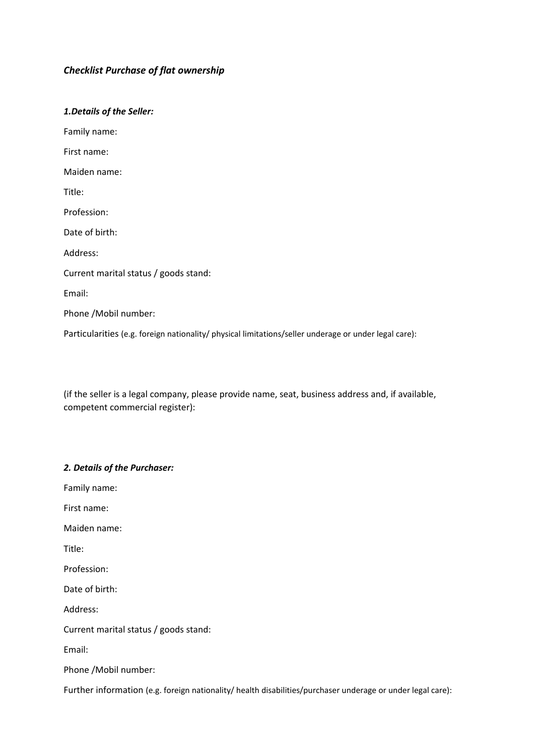## *Checklist Purchase of flat ownership*

### *1.Details of the Seller:*

Family name:

First name:

Maiden name:

Title:

Profession:

Date of birth:

Address:

Current marital status / goods stand:

Email:

Phone /Mobil number:

Particularities (e.g. foreign nationality/ physical limitations/seller underage or under legal care):

(if the seller is a legal company, please provide name, seat, business address and, if available, competent commercial register):

### *2. Details of the Purchaser:*

Family name:

First name:

Maiden name:

Title:

Profession:

Date of birth:

Address:

Current marital status / goods stand:

Email:

Phone /Mobil number:

Further information (e.g. foreign nationality/ health disabilities/purchaser underage or under legal care):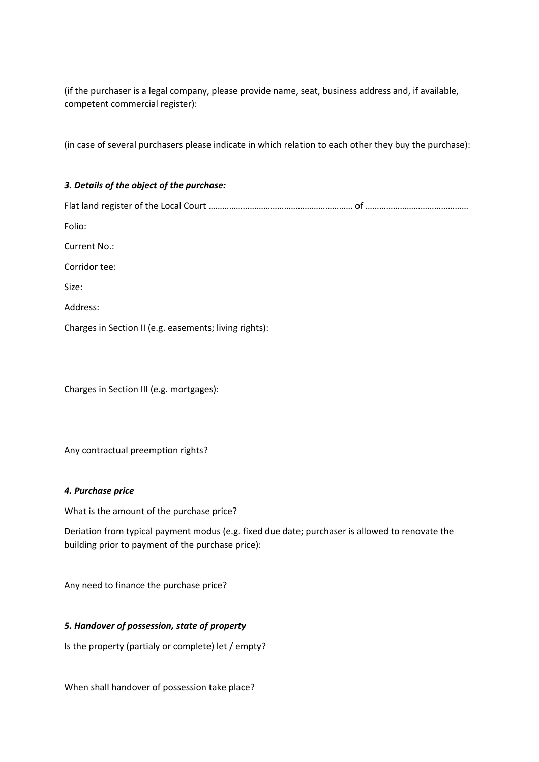(if the purchaser is a legal company, please provide name, seat, business address and, if available, competent commercial register):

(in case of several purchasers please indicate in which relation to each other they buy the purchase):

### *3. Details of the object of the purchase:*

Flat land register of the Local Court ……………………………………………………… of ……………………………………

Folio:

Current No.:

Corridor tee:

Size:

Address:

Charges in Section II (e.g. easements; living rights):

Charges in Section III (e.g. mortgages):

Any contractual preemption rights?

### *4. Purchase price*

What is the amount of the purchase price?

Deriation from typical payment modus (e.g. fixed due date; purchaser is allowed to renovate the building prior to payment of the purchase price):

Any need to finance the purchase price?

### *5. Handover of possession, state of property*

Is the property (partialy or complete) let / empty?

When shall handover of possession take place?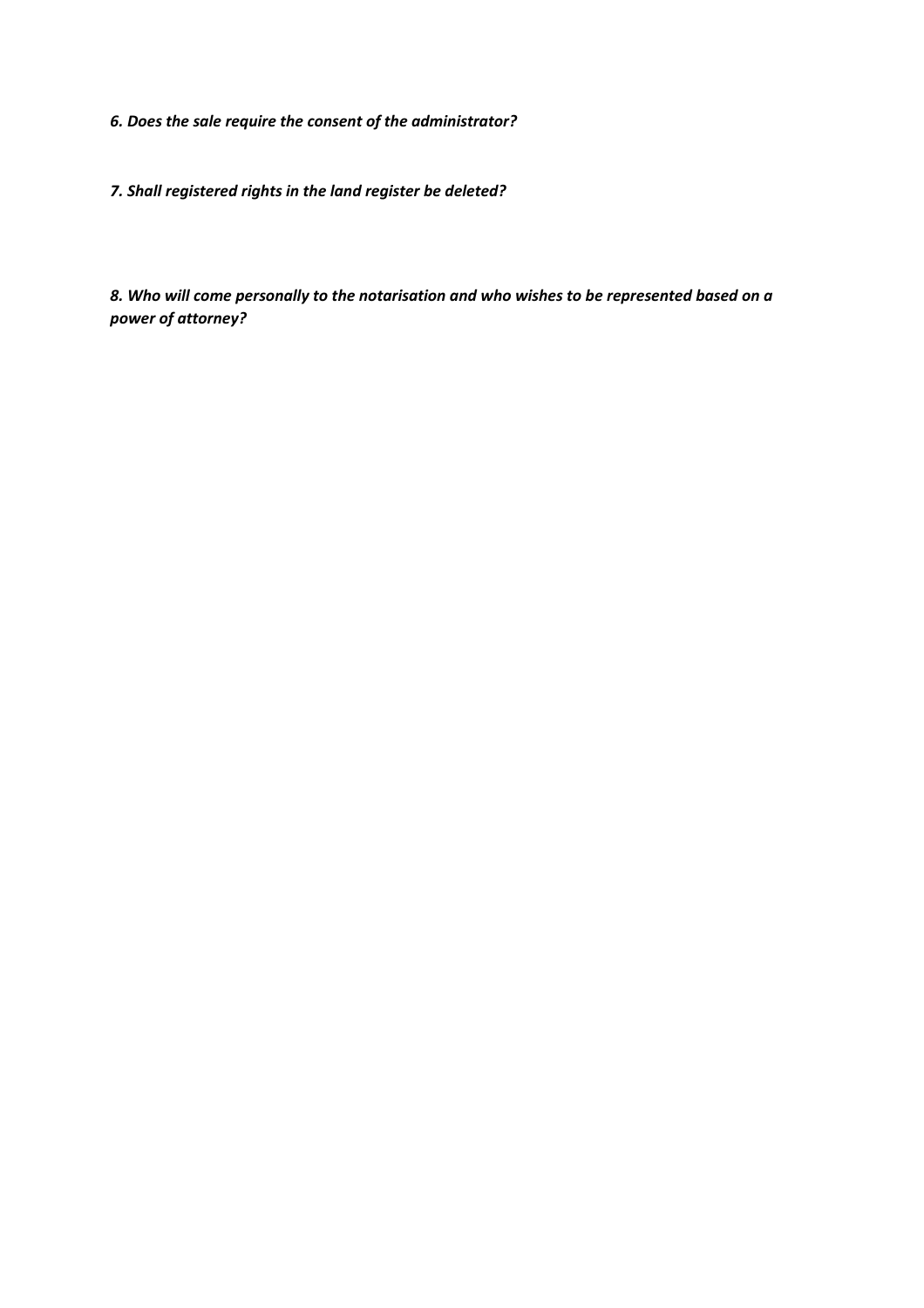***6. Does the sale require the consent of the administrator?***

***7. Shall registered rights in the land register be deleted?***

***8. Who will come personally to the notarisation and who wishes to be represented based on a power of attorney?***